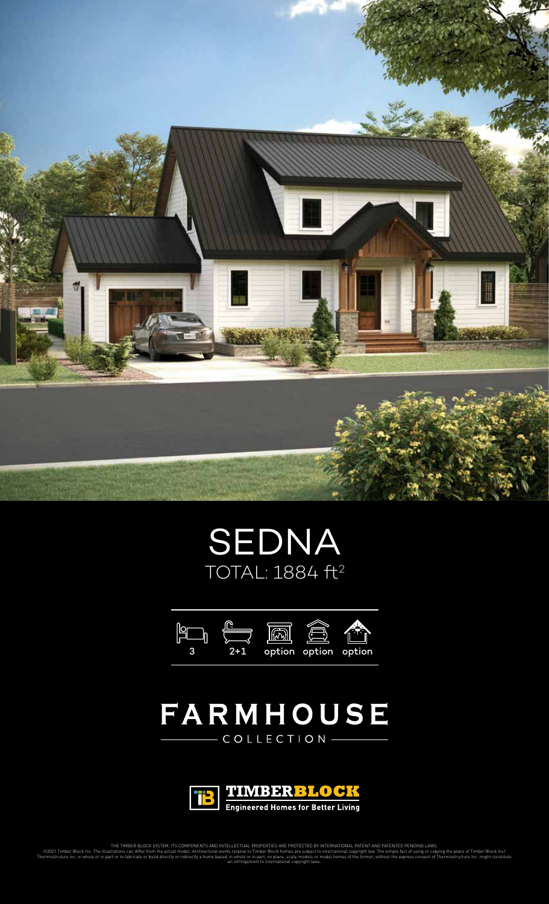# SEDNA

TOTAL: 1884 ft²

| 3 | 2+1 | option | option | option |
|---|---|---|---|---|

## FARMHOUSE

COLLECTION

TIMBERBLOCK

Engineered Homes for Better Living

THE TIMBER BLOCK SYSTEM, ITS COMPONENTS AND INTELLECTUAL PROPERTIES ARE PROTECTED BY INTERNATIONAL PATENT AND PATENTED PENDING LAWS.
©2021 Timber Block Inc. The illustrations can differ from the actual model. Architectural works relative to Timber Block homes are subject to international copyright law. The simple fact of using or copying the plans of Timber Block Inc/ Thermostruture inc. in whole or in part or to fabricate or build directly or indirectly a home based, in whole or in part, on plans, scale-models or model homes of the former, without the express consent of Thermostructure Inc. might constitute an infringement to international copyright laws.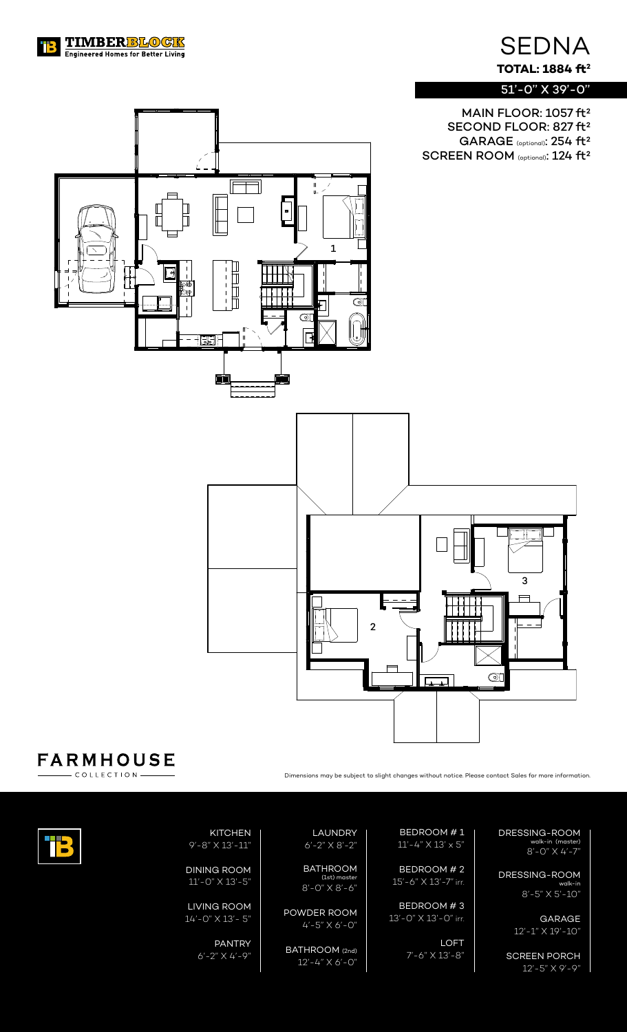TIMBERBLOCK
Engineered Homes for Better Living

# SEDNA

**TOTAL: 1884 ft²**

**51'-0" X 39'-0"**

**MAIN FLOOR: 1057 ft²**
**SECOND FLOOR: 827 ft²**
**GARAGE (optional): 254 ft²**
**SCREEN ROOM (optional): 124 ft²**

1

2

3

**FARMHOUSE**
COLLECTION

Dimensions may be subject to slight changes without notice. Please contact Sales for more information.

KITCHEN
9'-8" X 13'-11"

DINING ROOM
11'-0" X 13'-5"

LIVING ROOM
14'-0" X 13'- 5"

PANTRY
6'-2" X 4'-9"

LAUNDRY
6'-2" X 8'-2"

BATHROOM (1st) master
8'-0" X 8'-6"

POWDER ROOM
4'-5" X 6'-0"

BATHROOM (2nd)
12'-4" X 6'-0"

BEDROOM # 1
11'-4" X 13' x 5"

BEDROOM # 2
15'-6" X 13'-7" irr.

BEDROOM # 3
13'-0" X 13'-0" irr.

LOFT
7'-6" X 13'-8"

DRESSING-ROOM walk-in (master)
8'-0" X 4'-7"

DRESSING-ROOM walk-in
8'-5" X 5'-10"

GARAGE
12'-1" X 19'-10"

SCREEN PORCH
12'-5" X 9'-9"